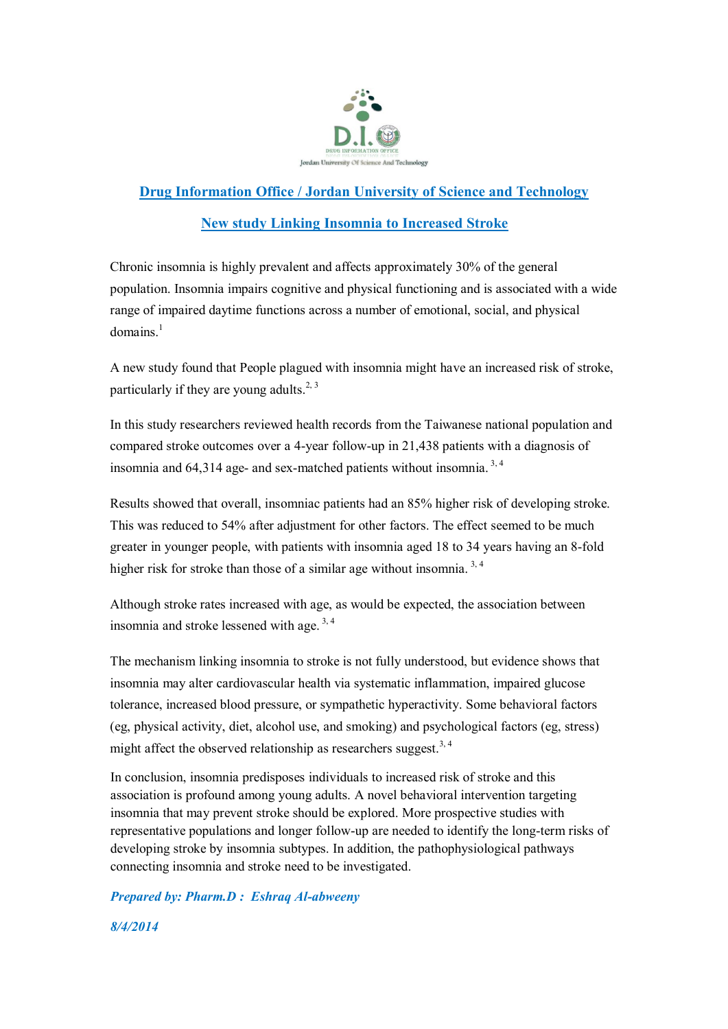## Drug Information Office / Jordan University of Science and Technology

## New study Linking Insomnia to Increased Stroke

Chronic insomnia is highly prevalent and affects approximately 30% of the general population. Insomnia impairs cognitive and physical functioning and is associated with a wide range of impaired daytime functions across a number of emotional, social, and physical domains.[1]

A new study found that People plagued with insomnia might have an increased risk of stroke, particularly if they are young adults.[2, 3]

In this study researchers reviewed health records from the Taiwanese national population and compared stroke outcomes over a 4-year follow-up in 21,438 patients with a diagnosis of insomnia and 64,314 age- and sex-matched patients without insomnia.[3, 4]

Results showed that overall, insomniac patients had an 85% higher risk of developing stroke. This was reduced to 54% after adjustment for other factors. The effect seemed to be much greater in younger people, with patients with insomnia aged 18 to 34 years having an 8-fold higher risk for stroke than those of a similar age without insomnia.[3, 4]

Although stroke rates increased with age, as would be expected, the association between insomnia and stroke lessened with age.[3, 4]

The mechanism linking insomnia to stroke is not fully understood, but evidence shows that insomnia may alter cardiovascular health via systematic inflammation, impaired glucose tolerance, increased blood pressure, or sympathetic hyperactivity. Some behavioral factors (eg, physical activity, diet, alcohol use, and smoking) and psychological factors (eg, stress) might affect the observed relationship as researchers suggest.[3, 4]

In conclusion, insomnia predisposes individuals to increased risk of stroke and this association is profound among young adults. A novel behavioral intervention targeting insomnia that may prevent stroke should be explored. More prospective studies with representative populations and longer follow-up are needed to identify the long-term risks of developing stroke by insomnia subtypes. In addition, the pathophysiological pathways connecting insomnia and stroke need to be investigated.

***Prepared by: Pharm.D : Eshraq Al-abweeny***

***8/4/2014***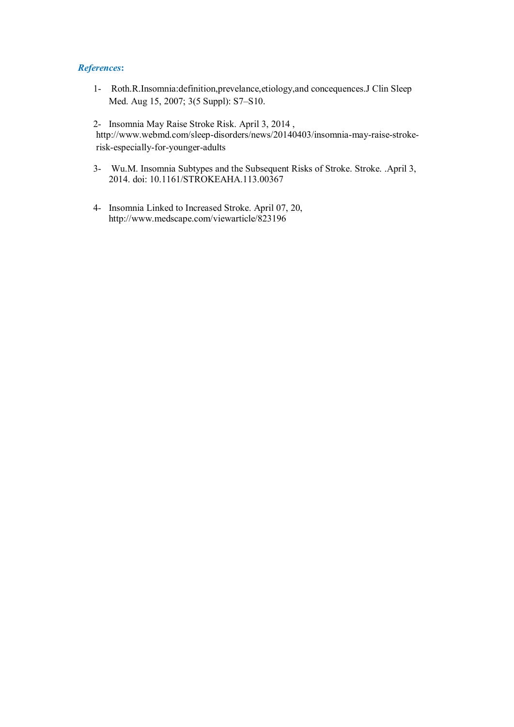***References*:**

1- Roth.R.Insomnia:definition,prevelance,etiology,and concequences.J Clin Sleep Med. Aug 15, 2007; 3(5 Suppl): S7–S10.

2- Insomnia May Raise Stroke Risk. April 3, 2014 , http://www.webmd.com/sleep-disorders/news/20140403/insomnia-may-raise-stroke-risk-especially-for-younger-adults

3- Wu.M. Insomnia Subtypes and the Subsequent Risks of Stroke. Stroke. .April 3, 2014. doi: 10.1161/STROKEAHA.113.00367

4- Insomnia Linked to Increased Stroke. April 07, 20, http://www.medscape.com/viewarticle/823196